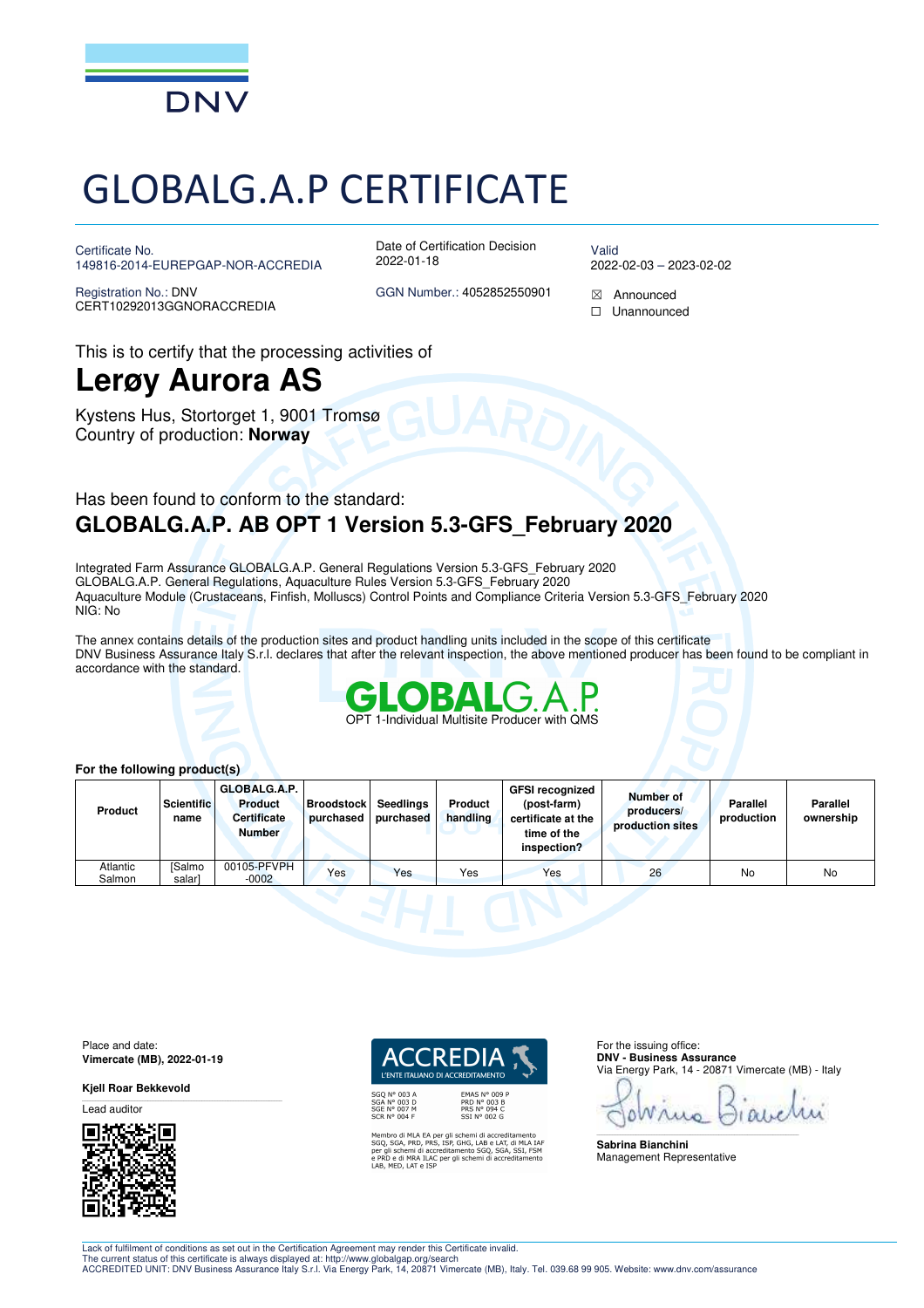# GLOBALG.A.P CERTIFICATE

Certificate No.
149816-2014-EUREPGAP-NOR-ACCREDIA

Registration No.: DNV
CERT10292013GGNORACCREDIA

Date of Certification Decision
2022-01-18

GGN Number.: 4052852550901

Valid
2022-02-03 – 2023-02-02

☒ Announced
☐ Unannounced

This is to certify that the processing activities of

## Lerøy Aurora AS

Kystens Hus, Stortorget 1, 9001 Tromsø
Country of production: **Norway**

Has been found to conform to the standard:

### GLOBALG.A.P. AB OPT 1 Version 5.3-GFS_February 2020

Integrated Farm Assurance GLOBALG.A.P. General Regulations Version 5.3-GFS_February 2020
GLOBALG.A.P. General Regulations, Aquaculture Rules Version 5.3-GFS_February 2020
Aquaculture Module (Crustaceans, Finfish, Molluscs) Control Points and Compliance Criteria Version 5.3-GFS_February 2020
NIG: No

The annex contains details of the production sites and product handling units included in the scope of this certificate
DNV Business Assurance Italy S.r.l. declares that after the relevant inspection, the above mentioned producer has been found to be compliant in accordance with the standard.

GLOBALG.A.P.
OPT 1-Individual Multisite Producer with QMS

**For the following product(s)**

| Product | Scientific name | GLOBALG.A.P. Product Certificate Number | Broodstock purchased | Seedlings purchased | Product handling | GFSI recognized (post-farm) certificate at the time of the inspection? | Number of producers/ production sites | Parallel production | Parallel ownership |
|---|---|---|---|---|---|---|---|---|---|
| Atlantic Salmon | [Salmo salar] | 00105-PFVPH -0002 | Yes | Yes | Yes | Yes | 26 | No | No |

Place and date:
**Vimercate (MB), 2022-01-19**

**Kjell Roar Bekkevold**

Lead auditor

ACCREDIA
L'ENTE ITALIANO DI ACCREDITAMENTO

SGQ N° 003 A
SGA N° 003 D
SGE N° 007 M
SCR N° 004 F

EMAS N° 009 P
PRD N° 003 B
PRS N° 094 C
SSI N° 002 G

Membro di MLA EA per gli schemi di accreditamento SGQ, SGA, PRD, PRS, ISP, GHG, LAB e LAT, di MLA IAF per gli schemi di accreditamento SGQ, SGA, SSI, FSM e PRD e di MRA ILAC per gli schemi di accreditamento LAB, MED, LAT e ISP

For the issuing office:
**DNV - Business Assurance**
Via Energy Park, 14 - 20871 Vimercate (MB) - Italy

**Sabrina Bianchini**
Management Representative

Lack of fulfilment of conditions as set out in the Certification Agreement may render this Certificate invalid.
The current status of this certificate is always displayed at: http://www.globalgap.org/search
ACCREDITED UNIT: DNV Business Assurance Italy S.r.l. Via Energy Park, 14, 20871 Vimercate (MB), Italy. Tel. 039.68 99 905. Website: www.dnv.com/assurance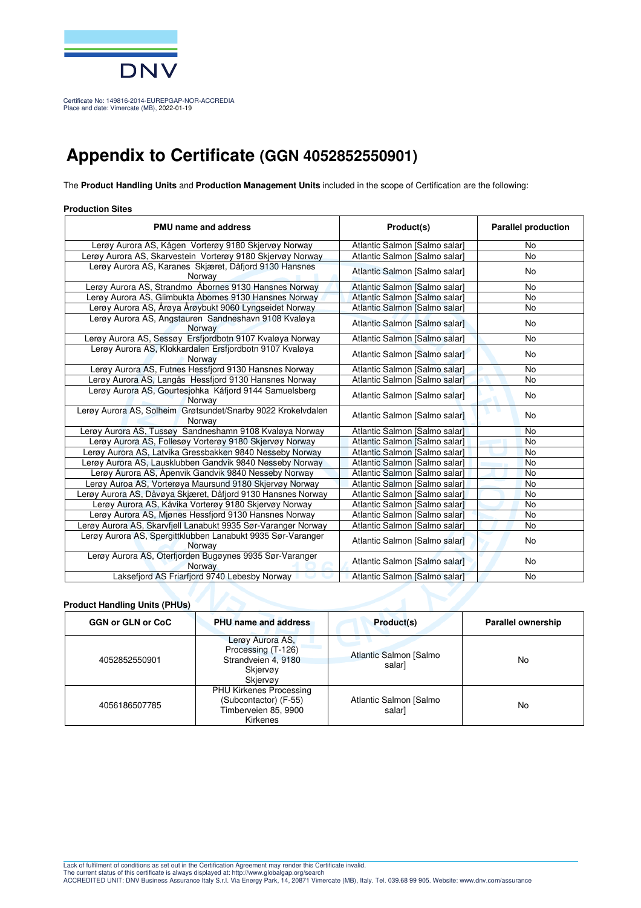Certificate No: 149816-2014-EUREPGAP-NOR-ACCREDIA
Place and date: Vimercate (MB), 2022-01-19

# Appendix to Certificate (GGN 4052852550901)

The **Product Handling Units** and **Production Management Units** included in the scope of Certification are the following:

### Production Sites

| PMU name and address | Product(s) | Parallel production |
|---|---|---|
| Lerøy Aurora AS, Kågen Vorterøy 9180 Skjervøy Norway | Atlantic Salmon [Salmo salar] | No |
| Lerøy Aurora AS, Skarvestein Vorterøy 9180 Skjervøy Norway | Atlantic Salmon [Salmo salar] | No |
| Lerøy Aurora AS, Karanes Skjæret, Dåfjord 9130 Hansnes Norway | Atlantic Salmon [Salmo salar] | No |
| Lerøy Aurora AS, Strandmo Åbornes 9130 Hansnes Norway | Atlantic Salmon [Salmo salar] | No |
| Lerøy Aurora AS, Glimbukta Åbornes 9130 Hansnes Norway | Atlantic Salmon [Salmo salar] | No |
| Lerøy Aurora AS, Årøya Årøybukt 9060 Lyngseidet Norway | Atlantic Salmon [Salmo salar] | No |
| Lerøy Aurora AS, Angstauren Sandneshavn 9108 Kvaløya Norway | Atlantic Salmon [Salmo salar] | No |
| Lerøy Aurora AS, Sessøy Ersfjordbotn 9107 Kvaløya Norway | Atlantic Salmon [Salmo salar] | No |
| Lerøy Aurora AS, Klokkardalen Ersfjordbotn 9107 Kvaløya Norway | Atlantic Salmon [Salmo salar] | No |
| Lerøy Aurora AS, Futnes Hessfjord 9130 Hansnes Norway | Atlantic Salmon [Salmo salar] | No |
| Lerøy Aurora AS, Langås Hessfjord 9130 Hansnes Norway | Atlantic Salmon [Salmo salar] | No |
| Lerøy Aurora AS, Gourtesjohka Kåfjord 9144 Samuelsberg Norway | Atlantic Salmon [Salmo salar] | No |
| Lerøy Aurora AS, Solheim Grøtsundet/Snarby 9022 Krokelvdalen Norway | Atlantic Salmon [Salmo salar] | No |
| Lerøy Aurora AS, Tussøy Sandneshamn 9108 Kvaløya Norway | Atlantic Salmon [Salmo salar] | No |
| Lerøy Aurora AS, Follesøy Vorterøy 9180 Skjervøy Norway | Atlantic Salmon [Salmo salar] | No |
| Lerøy Aurora AS, Latvika Gressbakken 9840 Nesseby Norway | Atlantic Salmon [Salmo salar] | No |
| Lerøy Aurora AS, Lausklubben Gandvik 9840 Nesseby Norway | Atlantic Salmon [Salmo salar] | No |
| Lerøy Aurora AS, Åpenvik Gandvik 9840 Nesseby Norway | Atlantic Salmon [Salmo salar] | No |
| Lerøy Auroa AS, Vorterøya Maursund 9180 Skjervøy Norway | Atlantic Salmon [Salmo salar] | No |
| Lerøy Aurora AS, Dåvøya Skjæret, Dåfjord 9130 Hansnes Norway | Atlantic Salmon [Salmo salar] | No |
| Lerøy Aurora AS, Kåvika Vorterøy 9180 Skjervøy Norway | Atlantic Salmon [Salmo salar] | No |
| Lerøy Aurora AS, Mjønes Hessfjord 9130 Hansnes Norway | Atlantic Salmon [Salmo salar] | No |
| Lerøy Aurora AS, Skarvfjell Lanabukt 9935 Sør-Varanger Norway | Atlantic Salmon [Salmo salar] | No |
| Lerøy Aurora AS, Spergittklubben Lanabukt 9935 Sør-Varanger Norway | Atlantic Salmon [Salmo salar] | No |
| Lerøy Aurora AS, Oterfjorden Bugøynes 9935 Sør-Varanger Norway | Atlantic Salmon [Salmo salar] | No |
| Laksefjord AS Friarfjord 9740 Lebesby Norway | Atlantic Salmon [Salmo salar] | No |

### Product Handling Units (PHUs)

| GGN or GLN or CoC | PHU name and address | Product(s) | Parallel ownership |
|---|---|---|---|
| 4052852550901 | Lerøy Aurora AS, Processing (T-126) Strandveien 4, 9180 Skjervøy Skjervøy | Atlantic Salmon [Salmo salar] | No |
| 4056186507785 | PHU Kirkenes Processing (Subcontactor) (F-55) Timberveien 85, 9900 Kirkenes | Atlantic Salmon [Salmo salar] | No |

Lack of fulfilment of conditions as set out in the Certification Agreement may render this Certificate invalid.
The current status of this certificate is always displayed at: http://www.globalgap.org/search
ACCREDITED UNIT: DNV Business Assurance Italy S.r.l. Via Energy Park, 14, 20871 Vimercate (MB), Italy. Tel. 039.68 99 905. Website: www.dnv.com/assurance